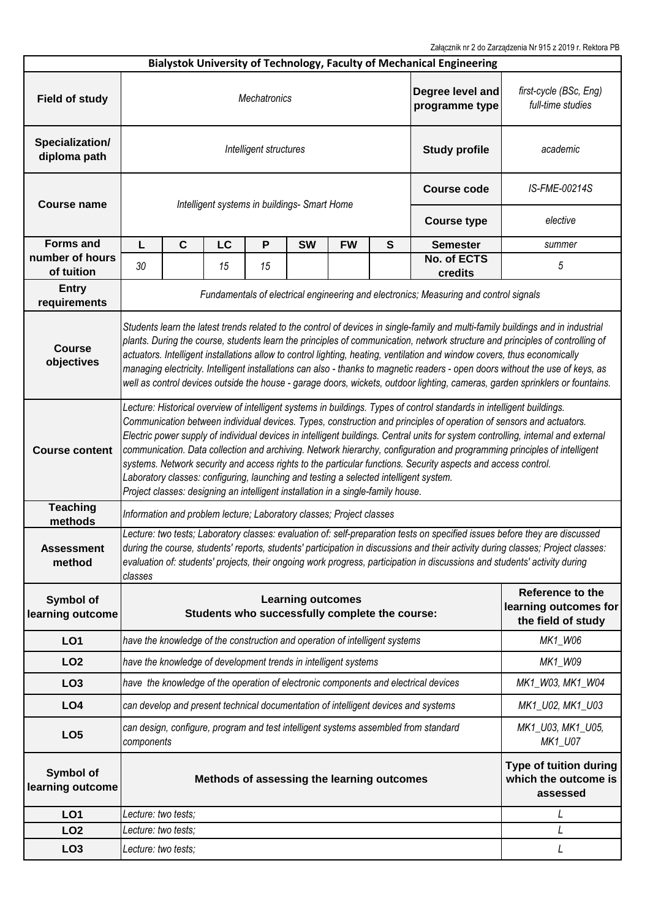Załącznik nr 2 do Zarządzenia Nr 915 z 2019 r. Rektora PB

| Bialystok University of Technology, Faculty of Mechanical Engineering | | | | | | | | | |
|---|---|---|---|---|---|---|---|---|---|
| **Field of study** | *Mechatronics* | | | | | | | **Degree level and programme type** | *first-cycle (BSc, Eng) full-time studies* |
| **Specialization/ diploma path** | *Intelligent structures* | | | | | | | **Study profile** | *academic* |
| **Course name** | *Intelligent systems in buildings- Smart Home* | | | | | | | **Course code** | *IS-FME-00214S* |
| | | | | | | | | **Course type** | *elective* |
| **Forms and number of hours of tuition** | **L** | **C** | **LC** | **P** | **SW** | **FW** | **S** | **Semester** | *summer* |
| | *30* | | *15* | *15* | | | | **No. of ECTS credits** | *5* |
| **Entry requirements** | *Fundamentals of electrical engineering and electronics; Measuring and control signals* | | | | | | | | |
| **Course objectives** | *Students learn the latest trends related to the control of devices in single-family and multi-family buildings and in industrial plants. During the course, students learn the principles of communication, network structure and principles of controlling of actuators. Intelligent installations allow to control lighting, heating, ventilation and window covers, thus economically managing electricity. Intelligent installations can also - thanks to magnetic readers - open doors without the use of keys, as well as control devices outside the house - garage doors, wickets, outdoor lighting, cameras, garden sprinklers or fountains.* | | | | | | | | |
| **Course content** | *Lecture: Historical overview of intelligent systems in buildings. Types of control standards in intelligent buildings. Communication between individual devices. Types, construction and principles of operation of sensors and actuators. Electric power supply of individual devices in intelligent buildings. Central units for system controlling, internal and external communication. Data collection and archiving. Network hierarchy, configuration and programming principles of intelligent systems. Network security and access rights to the particular functions. Security aspects and access control.* *Laboratory classes: configuring, launching and testing a selected intelligent system.* *Project classes: designing an intelligent installation in a single-family house.* | | | | | | | | |
| **Teaching methods** | *Information and problem lecture; Laboratory classes; Project classes* | | | | | | | | |
| **Assessment method** | *Lecture: two tests; Laboratory classes: evaluation of: self-preparation tests on specified issues before they are discussed during the course, students' reports, students' participation in discussions and their activity during classes; Project classes: evaluation of: students' projects, their ongoing work progress, participation in discussions and students' activity during classes* | | | | | | | | |

| Symbol of learning outcome | Learning outcomes<br>Students who successfully complete the course: | Reference to the learning outcomes for the field of study |
|---|---|---|
| **LO1** | *have the knowledge of the construction and operation of intelligent systems* | *MK1_W06* |
| **LO2** | *have the knowledge of development trends in intelligent systems* | *MK1_W09* |
| **LO3** | *have the knowledge of the operation of electronic components and electrical devices* | *MK1_W03, MK1_W04* |
| **LO4** | *can develop and present technical documentation of intelligent devices and systems* | *MK1_U02, MK1_U03* |
| **LO5** | *can design, configure, program and test intelligent systems assembled from standard components* | *MK1_U03, MK1_U05, MK1_U07* |

| Symbol of learning outcome | Methods of assessing the learning outcomes | Type of tuition during which the outcome is assessed |
|---|---|---|
| **LO1** | *Lecture: two tests;* | *L* |
| **LO2** | *Lecture: two tests;* | *L* |
| **LO3** | *Lecture: two tests;* | *L* |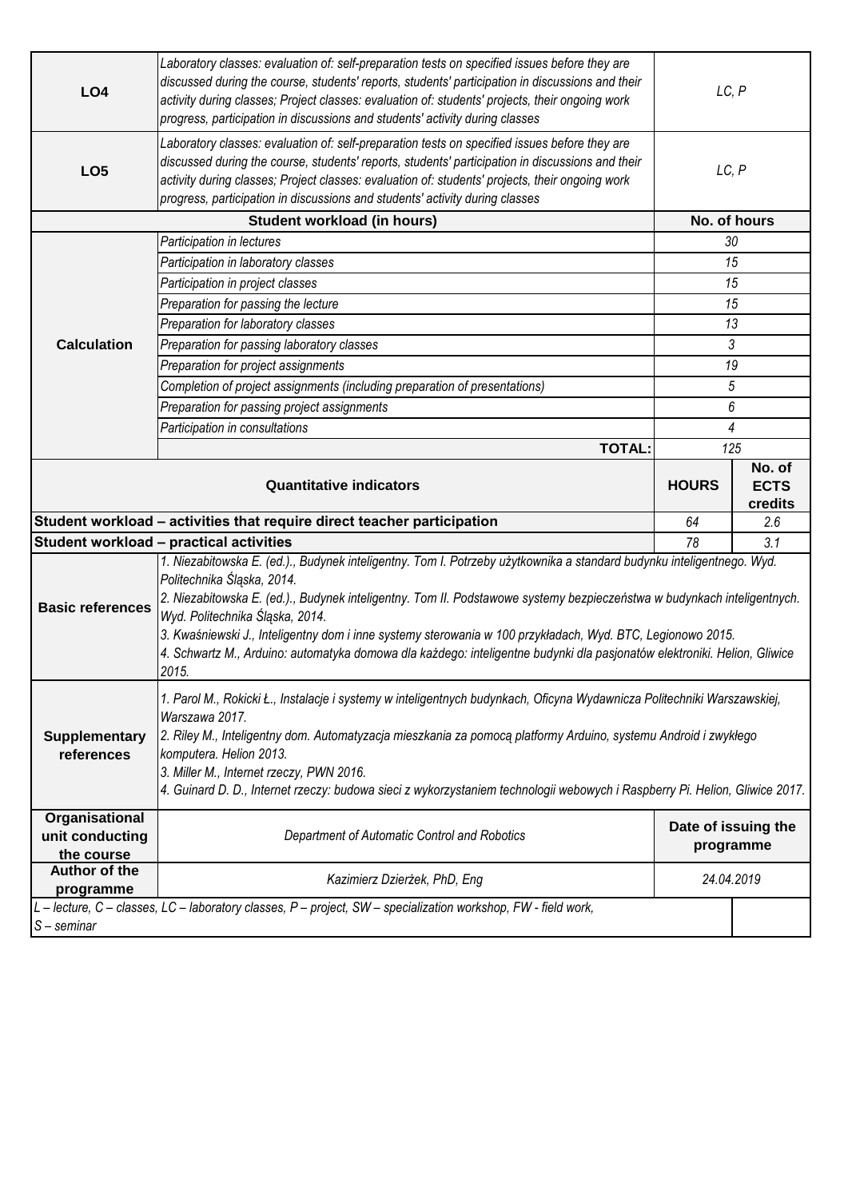| | | |
|---|---|---|
| **LO4** | *Laboratory classes: evaluation of: self-preparation tests on specified issues before they are discussed during the course, students' reports, students' participation in discussions and their activity during classes; Project classes: evaluation of: students' projects, their ongoing work progress, participation in discussions and students' activity during classes* | *LC, P* |
| **LO5** | *Laboratory classes: evaluation of: self-preparation tests on specified issues before they are discussed during the course, students' reports, students' participation in discussions and their activity during classes; Project classes: evaluation of: students' projects, their ongoing work progress, participation in discussions and students' activity during classes* | *LC, P* |

| **Student workload (in hours)** | | **No. of hours** |
|---|---|---|
| **Calculation** | *Participation in lectures* | *30* |
| | *Participation in laboratory classes* | *15* |
| | *Participation in project classes* | *15* |
| | *Preparation for passing the lecture* | *15* |
| | *Preparation for laboratory classes* | *13* |
| | *Preparation for passing laboratory classes* | *3* |
| | *Preparation for project assignments* | *19* |
| | *Completion of project assignments (including preparation of presentations)* | *5* |
| | *Preparation for passing project assignments* | *6* |
| | *Participation in consultations* | *4* |
| | **TOTAL:** | *125* |

| **Quantitative indicators** | **HOURS** | **No. of ECTS credits** |
|---|---|---|
| **Student workload – activities that require direct teacher participation** | *64* | *2.6* |
| **Student workload – practical activities** | *78* | *3.1* |

| | |
|---|---|
| **Basic references** | *1. Niezabitowska E. (ed.)., Budynek inteligentny. Tom I. Potrzeby użytkownika a standard budynku inteligentnego. Wyd. Politechnika Śląska, 2014.*<br>*2. Niezabitowska E. (ed.)., Budynek inteligentny. Tom II. Podstawowe systemy bezpieczeństwa w budynkach inteligentnych. Wyd. Politechnika Śląska, 2014.*<br>*3. Kwaśniewski J., Inteligentny dom i inne systemy sterowania w 100 przykładach, Wyd. BTC, Legionowo 2015.*<br>*4. Schwartz M., Arduino: automatyka domowa dla każdego: inteligentne budynki dla pasjonatów elektroniki. Helion, Gliwice 2015.* |
| **Supplementary references** | *1. Parol M., Rokicki Ł., Instalacje i systemy w inteligentnych budynkach, Oficyna Wydawnicza Politechniki Warszawskiej, Warszawa 2017.*<br>*2. Riley M., Inteligentny dom. Automatyzacja mieszkania za pomocą platformy Arduino, systemu Android i zwykłego komputera. Helion 2013.*<br>*3. Miller M., Internet rzeczy, PWN 2016.*<br>*4. Guinard D. D., Internet rzeczy: budowa sieci z wykorzystaniem technologii webowych i Raspberry Pi. Helion, Gliwice 2017.* |

| | | |
|---|---|---|
| **Organisational unit conducting the course** | *Department of Automatic Control and Robotics* | **Date of issuing the programme** |
| **Author of the programme** | *Kazimierz Dzierżek, PhD, Eng* | *24.04.2019* |

*L – lecture, C – classes, LC – laboratory classes, P – project, SW – specialization workshop, FW - field work, S – seminar*